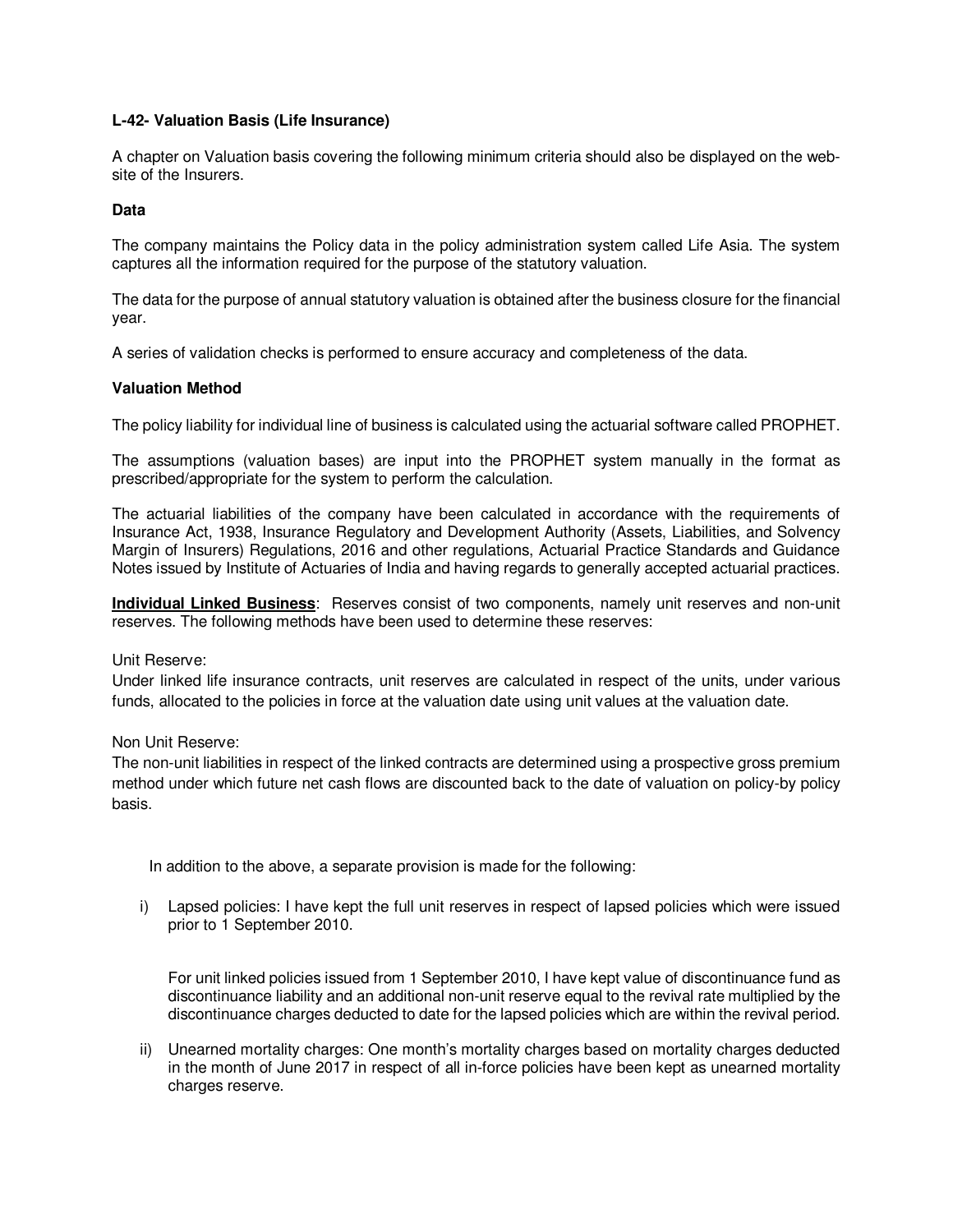## L-42- Valuation Basis (Life Insurance)

A chapter on Valuation basis covering the following minimum criteria should also be displayed on the web-site of the Insurers.

### Data

The company maintains the Policy data in the policy administration system called Life Asia. The system captures all the information required for the purpose of the statutory valuation.

The data for the purpose of annual statutory valuation is obtained after the business closure for the financial year.

A series of validation checks is performed to ensure accuracy and completeness of the data.

### Valuation Method

The policy liability for individual line of business is calculated using the actuarial software called PROPHET.

The assumptions (valuation bases) are input into the PROPHET system manually in the format as prescribed/appropriate for the system to perform the calculation.

The actuarial liabilities of the company have been calculated in accordance with the requirements of Insurance Act, 1938, Insurance Regulatory and Development Authority (Assets, Liabilities, and Solvency Margin of Insurers) Regulations, 2016 and other regulations, Actuarial Practice Standards and Guidance Notes issued by Institute of Actuaries of India and having regards to generally accepted actuarial practices.

**Individual Linked Business**: Reserves consist of two components, namely unit reserves and non-unit reserves. The following methods have been used to determine these reserves:

Unit Reserve:
Under linked life insurance contracts, unit reserves are calculated in respect of the units, under various funds, allocated to the policies in force at the valuation date using unit values at the valuation date.

Non Unit Reserve:
The non-unit liabilities in respect of the linked contracts are determined using a prospective gross premium method under which future net cash flows are discounted back to the date of valuation on policy-by policy basis.

In addition to the above, a separate provision is made for the following:

i) Lapsed policies: I have kept the full unit reserves in respect of lapsed policies which were issued prior to 1 September 2010.

   For unit linked policies issued from 1 September 2010, I have kept value of discontinuance fund as discontinuance liability and an additional non-unit reserve equal to the revival rate multiplied by the discontinuance charges deducted to date for the lapsed policies which are within the revival period.

ii) Unearned mortality charges: One month's mortality charges based on mortality charges deducted in the month of June 2017 in respect of all in-force policies have been kept as unearned mortality charges reserve.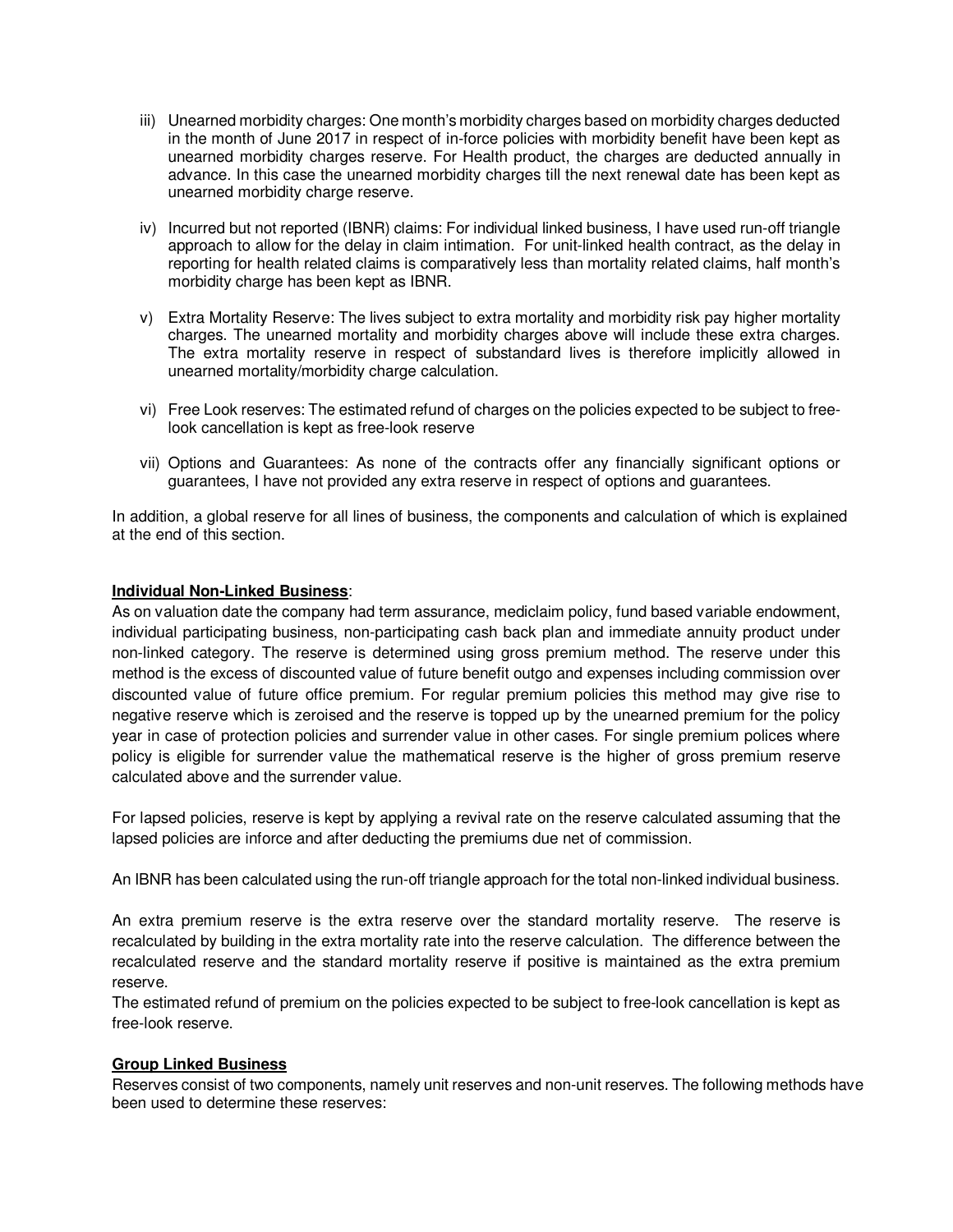iii) Unearned morbidity charges: One month's morbidity charges based on morbidity charges deducted in the month of June 2017 in respect of in-force policies with morbidity benefit have been kept as unearned morbidity charges reserve. For Health product, the charges are deducted annually in advance. In this case the unearned morbidity charges till the next renewal date has been kept as unearned morbidity charge reserve.

iv) Incurred but not reported (IBNR) claims: For individual linked business, I have used run-off triangle approach to allow for the delay in claim intimation. For unit-linked health contract, as the delay in reporting for health related claims is comparatively less than mortality related claims, half month's morbidity charge has been kept as IBNR.

v) Extra Mortality Reserve: The lives subject to extra mortality and morbidity risk pay higher mortality charges. The unearned mortality and morbidity charges above will include these extra charges. The extra mortality reserve in respect of substandard lives is therefore implicitly allowed in unearned mortality/morbidity charge calculation.

vi) Free Look reserves: The estimated refund of charges on the policies expected to be subject to free-look cancellation is kept as free-look reserve

vii) Options and Guarantees: As none of the contracts offer any financially significant options or guarantees, I have not provided any extra reserve in respect of options and guarantees.

In addition, a global reserve for all lines of business, the components and calculation of which is explained at the end of this section.

**Individual Non-Linked Business**:
As on valuation date the company had term assurance, mediclaim policy, fund based variable endowment, individual participating business, non-participating cash back plan and immediate annuity product under non-linked category. The reserve is determined using gross premium method. The reserve under this method is the excess of discounted value of future benefit outgo and expenses including commission over discounted value of future office premium. For regular premium policies this method may give rise to negative reserve which is zeroised and the reserve is topped up by the unearned premium for the policy year in case of protection policies and surrender value in other cases. For single premium polices where policy is eligible for surrender value the mathematical reserve is the higher of gross premium reserve calculated above and the surrender value.

For lapsed policies, reserve is kept by applying a revival rate on the reserve calculated assuming that the lapsed policies are inforce and after deducting the premiums due net of commission.

An IBNR has been calculated using the run-off triangle approach for the total non-linked individual business.

An extra premium reserve is the extra reserve over the standard mortality reserve. The reserve is recalculated by building in the extra mortality rate into the reserve calculation. The difference between the recalculated reserve and the standard mortality reserve if positive is maintained as the extra premium reserve.
The estimated refund of premium on the policies expected to be subject to free-look cancellation is kept as free-look reserve.

**Group Linked Business**
Reserves consist of two components, namely unit reserves and non-unit reserves. The following methods have been used to determine these reserves: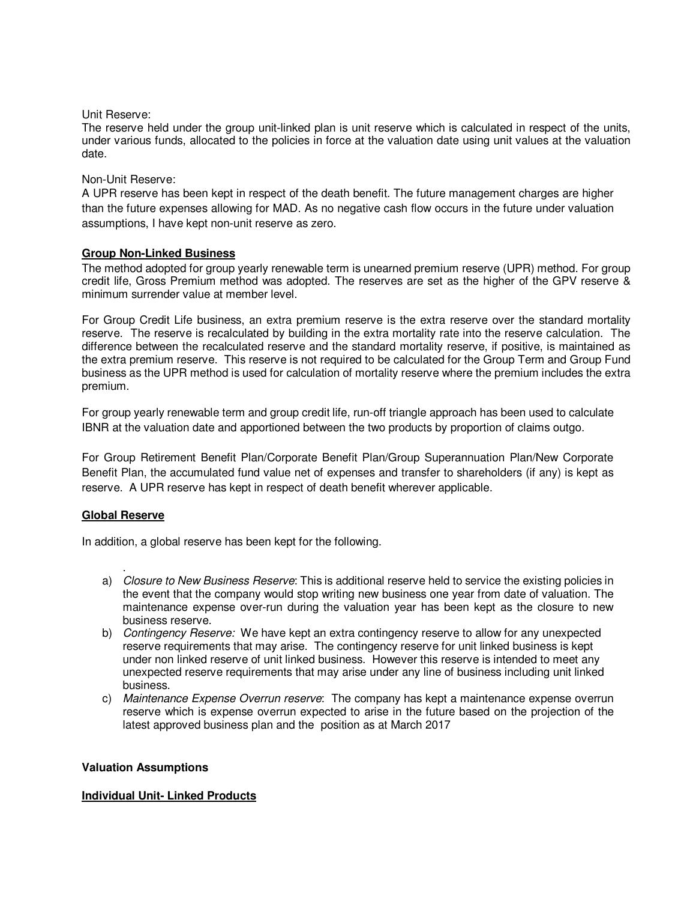Unit Reserve:
The reserve held under the group unit-linked plan is unit reserve which is calculated in respect of the units, under various funds, allocated to the policies in force at the valuation date using unit values at the valuation date.

Non-Unit Reserve:
A UPR reserve has been kept in respect of the death benefit. The future management charges are higher than the future expenses allowing for MAD. As no negative cash flow occurs in the future under valuation assumptions, I have kept non-unit reserve as zero.

**Group Non-Linked Business**

The method adopted for group yearly renewable term is unearned premium reserve (UPR) method. For group credit life, Gross Premium method was adopted. The reserves are set as the higher of the GPV reserve & minimum surrender value at member level.

For Group Credit Life business, an extra premium reserve is the extra reserve over the standard mortality reserve. The reserve is recalculated by building in the extra mortality rate into the reserve calculation. The difference between the recalculated reserve and the standard mortality reserve, if positive, is maintained as the extra premium reserve. This reserve is not required to be calculated for the Group Term and Group Fund business as the UPR method is used for calculation of mortality reserve where the premium includes the extra premium.

For group yearly renewable term and group credit life, run-off triangle approach has been used to calculate IBNR at the valuation date and apportioned between the two products by proportion of claims outgo.

For Group Retirement Benefit Plan/Corporate Benefit Plan/Group Superannuation Plan/New Corporate Benefit Plan, the accumulated fund value net of expenses and transfer to shareholders (if any) is kept as reserve. A UPR reserve has kept in respect of death benefit wherever applicable.

**Global Reserve**

In addition, a global reserve has been kept for the following.

.

a) *Closure to New Business Reserve*: This is additional reserve held to service the existing policies in the event that the company would stop writing new business one year from date of valuation. The maintenance expense over-run during the valuation year has been kept as the closure to new business reserve.
b) *Contingency Reserve:* We have kept an extra contingency reserve to allow for any unexpected reserve requirements that may arise. The contingency reserve for unit linked business is kept under non linked reserve of unit linked business. However this reserve is intended to meet any unexpected reserve requirements that may arise under any line of business including unit linked business.
c) *Maintenance Expense Overrun reserve*: The company has kept a maintenance expense overrun reserve which is expense overrun expected to arise in the future based on the projection of the latest approved business plan and the position as at March 2017

**Valuation Assumptions**

**Individual Unit- Linked Products**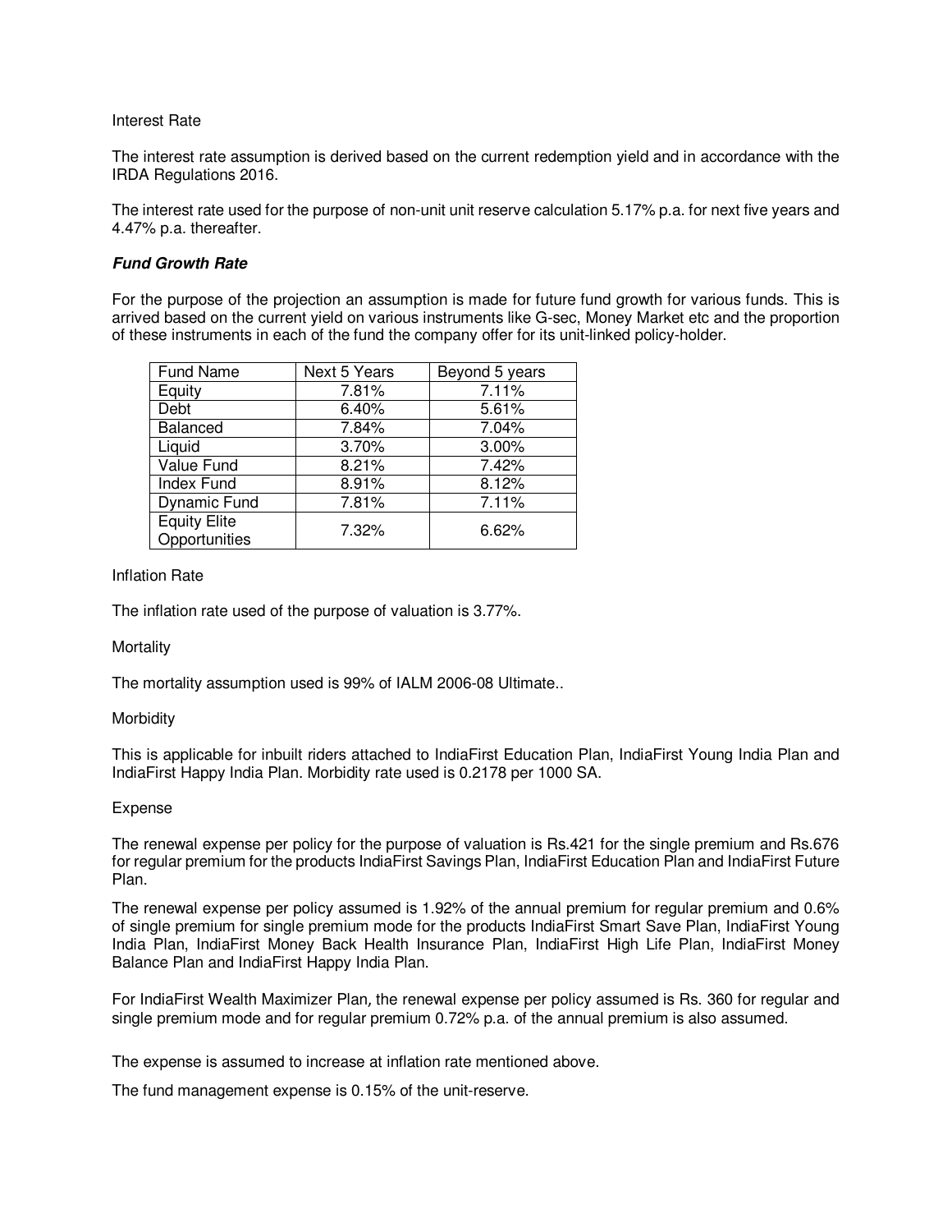Interest Rate

The interest rate assumption is derived based on the current redemption yield and in accordance with the IRDA Regulations 2016.

The interest rate used for the purpose of non-unit unit reserve calculation 5.17% p.a. for next five years and 4.47% p.a. thereafter.

***Fund Growth Rate***

For the purpose of the projection an assumption is made for future fund growth for various funds. This is arrived based on the current yield on various instruments like G-sec, Money Market etc and the proportion of these instruments in each of the fund the company offer for its unit-linked policy-holder.

| Fund Name | Next 5 Years | Beyond 5 years |
|---|---|---|
| Equity | 7.81% | 7.11% |
| Debt | 6.40% | 5.61% |
| Balanced | 7.84% | 7.04% |
| Liquid | 3.70% | 3.00% |
| Value Fund | 8.21% | 7.42% |
| Index Fund | 8.91% | 8.12% |
| Dynamic Fund | 7.81% | 7.11% |
| Equity Elite Opportunities | 7.32% | 6.62% |

Inflation Rate

The inflation rate used of the purpose of valuation is 3.77%.

Mortality

The mortality assumption used is 99% of IALM 2006-08 Ultimate..

Morbidity

This is applicable for inbuilt riders attached to IndiaFirst Education Plan, IndiaFirst Young India Plan and IndiaFirst Happy India Plan. Morbidity rate used is 0.2178 per 1000 SA.

Expense

The renewal expense per policy for the purpose of valuation is Rs.421 for the single premium and Rs.676 for regular premium for the products IndiaFirst Savings Plan, IndiaFirst Education Plan and IndiaFirst Future Plan.

The renewal expense per policy assumed is 1.92% of the annual premium for regular premium and 0.6% of single premium for single premium mode for the products IndiaFirst Smart Save Plan, IndiaFirst Young India Plan, IndiaFirst Money Back Health Insurance Plan, IndiaFirst High Life Plan, IndiaFirst Money Balance Plan and IndiaFirst Happy India Plan.

For IndiaFirst Wealth Maximizer Plan, the renewal expense per policy assumed is Rs. 360 for regular and single premium mode and for regular premium 0.72% p.a. of the annual premium is also assumed.

The expense is assumed to increase at inflation rate mentioned above.

The fund management expense is 0.15% of the unit-reserve.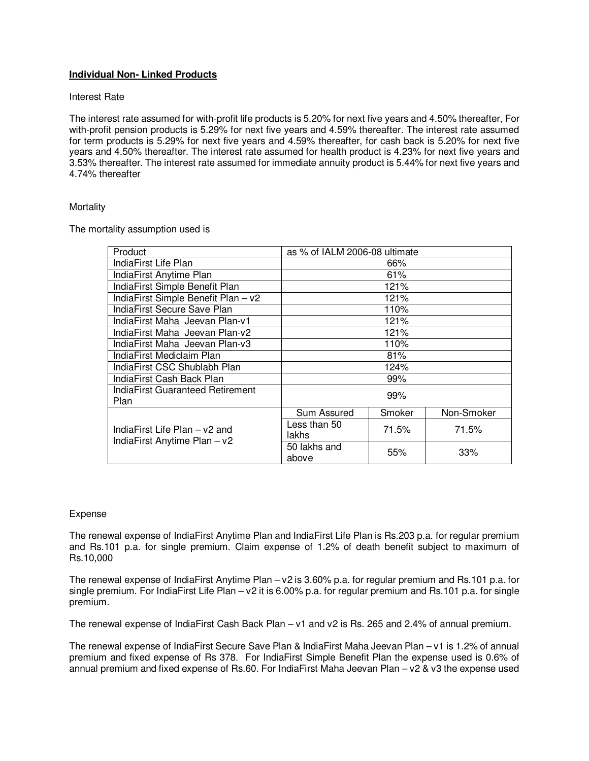**Individual Non- Linked Products**

Interest Rate

The interest rate assumed for with-profit life products is 5.20% for next five years and 4.50% thereafter, For with-profit pension products is 5.29% for next five years and 4.59% thereafter. The interest rate assumed for term products is 5.29% for next five years and 4.59% thereafter, for cash back is 5.20% for next five years and 4.50% thereafter. The interest rate assumed for health product is 4.23% for next five years and 3.53% thereafter. The interest rate assumed for immediate annuity product is 5.44% for next five years and 4.74% thereafter

Mortality

The mortality assumption used is

| Product | as % of IALM 2006-08 ultimate | | |
|---|---|---|---|
| IndiaFirst Life Plan | 66% | | |
| IndiaFirst Anytime Plan | 61% | | |
| IndiaFirst Simple Benefit Plan | 121% | | |
| IndiaFirst Simple Benefit Plan – v2 | 121% | | |
| IndiaFirst Secure Save Plan | 110% | | |
| IndiaFirst Maha Jeevan Plan-v1 | 121% | | |
| IndiaFirst Maha Jeevan Plan-v2 | 121% | | |
| IndiaFirst Maha Jeevan Plan-v3 | 110% | | |
| IndiaFirst Mediclaim Plan | 81% | | |
| IndiaFirst CSC Shublabh Plan | 124% | | |
| IndiaFirst Cash Back Plan | 99% | | |
| IndiaFirst Guaranteed Retirement Plan | 99% | | |
| IndiaFirst Life Plan – v2 and IndiaFirst Anytime Plan – v2 | Sum Assured | Smoker | Non-Smoker |
| | Less than 50 lakhs | 71.5% | 71.5% |
| | 50 lakhs and above | 55% | 33% |

Expense

The renewal expense of IndiaFirst Anytime Plan and IndiaFirst Life Plan is Rs.203 p.a. for regular premium and Rs.101 p.a. for single premium. Claim expense of 1.2% of death benefit subject to maximum of Rs.10,000

The renewal expense of IndiaFirst Anytime Plan – v2 is 3.60% p.a. for regular premium and Rs.101 p.a. for single premium. For IndiaFirst Life Plan – v2 it is 6.00% p.a. for regular premium and Rs.101 p.a. for single premium.

The renewal expense of IndiaFirst Cash Back Plan – v1 and v2 is Rs. 265 and 2.4% of annual premium.

The renewal expense of IndiaFirst Secure Save Plan & IndiaFirst Maha Jeevan Plan – v1 is 1.2% of annual premium and fixed expense of Rs 378. For IndiaFirst Simple Benefit Plan the expense used is 0.6% of annual premium and fixed expense of Rs.60. For IndiaFirst Maha Jeevan Plan – v2 & v3 the expense used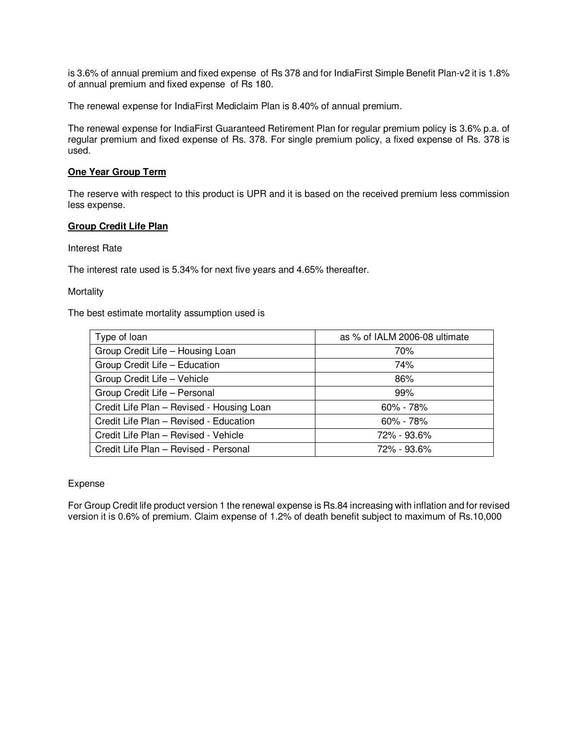is 3.6% of annual premium and fixed expense of Rs 378 and for IndiaFirst Simple Benefit Plan-v2 it is 1.8% of annual premium and fixed expense of Rs 180.

The renewal expense for IndiaFirst Mediclaim Plan is 8.40% of annual premium.

The renewal expense for IndiaFirst Guaranteed Retirement Plan for regular premium policy is 3.6% p.a. of regular premium and fixed expense of Rs. 378. For single premium policy, a fixed expense of Rs. 378 is used.

**One Year Group Term**

The reserve with respect to this product is UPR and it is based on the received premium less commission less expense.

**Group Credit Life Plan**

Interest Rate

The interest rate used is 5.34% for next five years and 4.65% thereafter.

Mortality

The best estimate mortality assumption used is

| Type of loan | as % of IALM 2006-08 ultimate |
|---|---|
| Group Credit Life – Housing Loan | 70% |
| Group Credit Life – Education | 74% |
| Group Credit Life – Vehicle | 86% |
| Group Credit Life – Personal | 99% |
| Credit Life Plan – Revised - Housing Loan | 60% - 78% |
| Credit Life Plan – Revised - Education | 60% - 78% |
| Credit Life Plan – Revised - Vehicle | 72% - 93.6% |
| Credit Life Plan – Revised - Personal | 72% - 93.6% |

Expense

For Group Credit life product version 1 the renewal expense is Rs.84 increasing with inflation and for revised version it is 0.6% of premium. Claim expense of 1.2% of death benefit subject to maximum of Rs.10,000